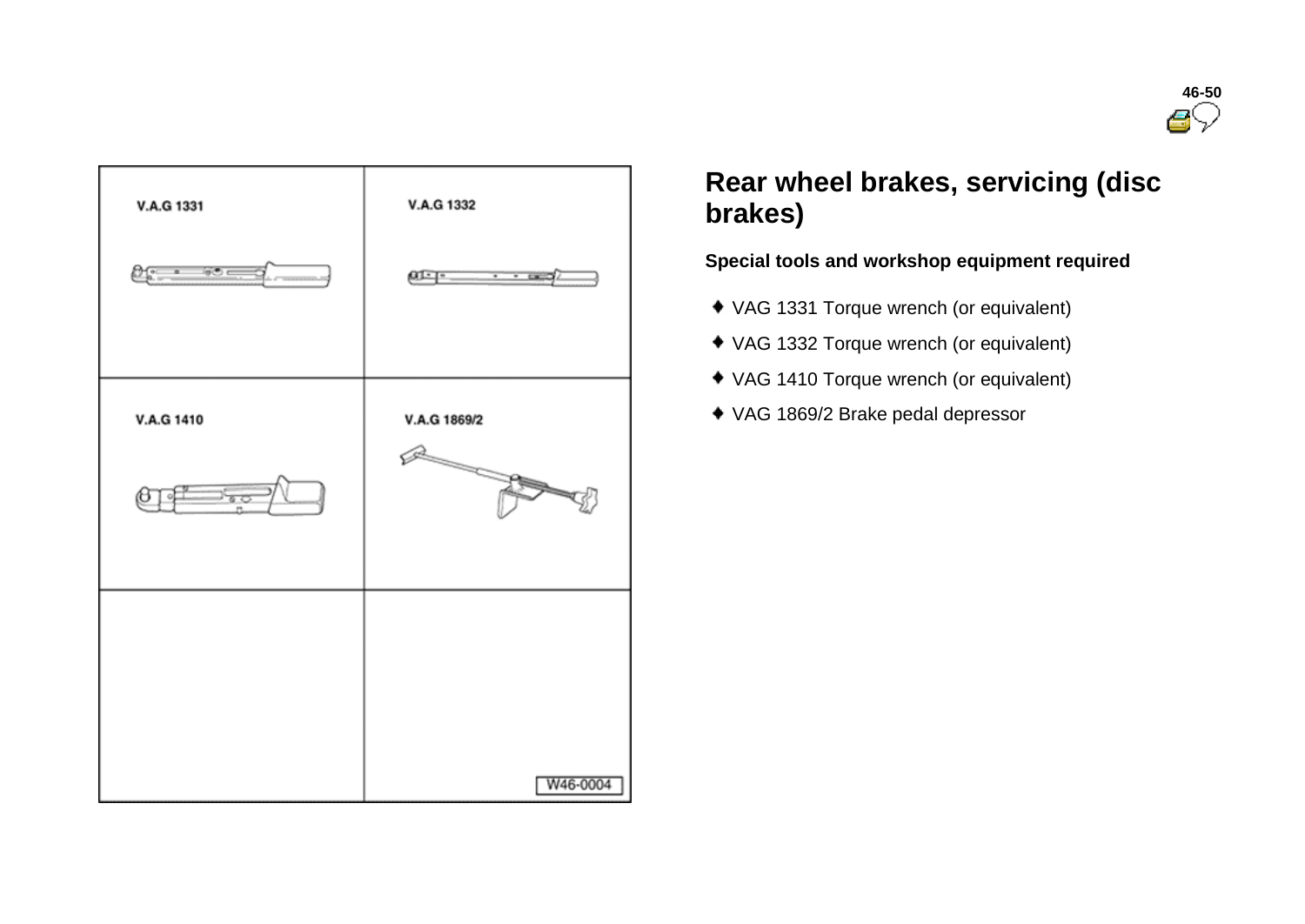## Rear wheel brakes, servicing (disc brakes)

**Special tools and workshop equipment required**

- VAG 1331 Torque wrench (or equivalent)
- VAG 1332 Torque wrench (or equivalent)
- VAG 1410 Torque wrench (or equivalent)
- VAG 1869/2 Brake pedal depressor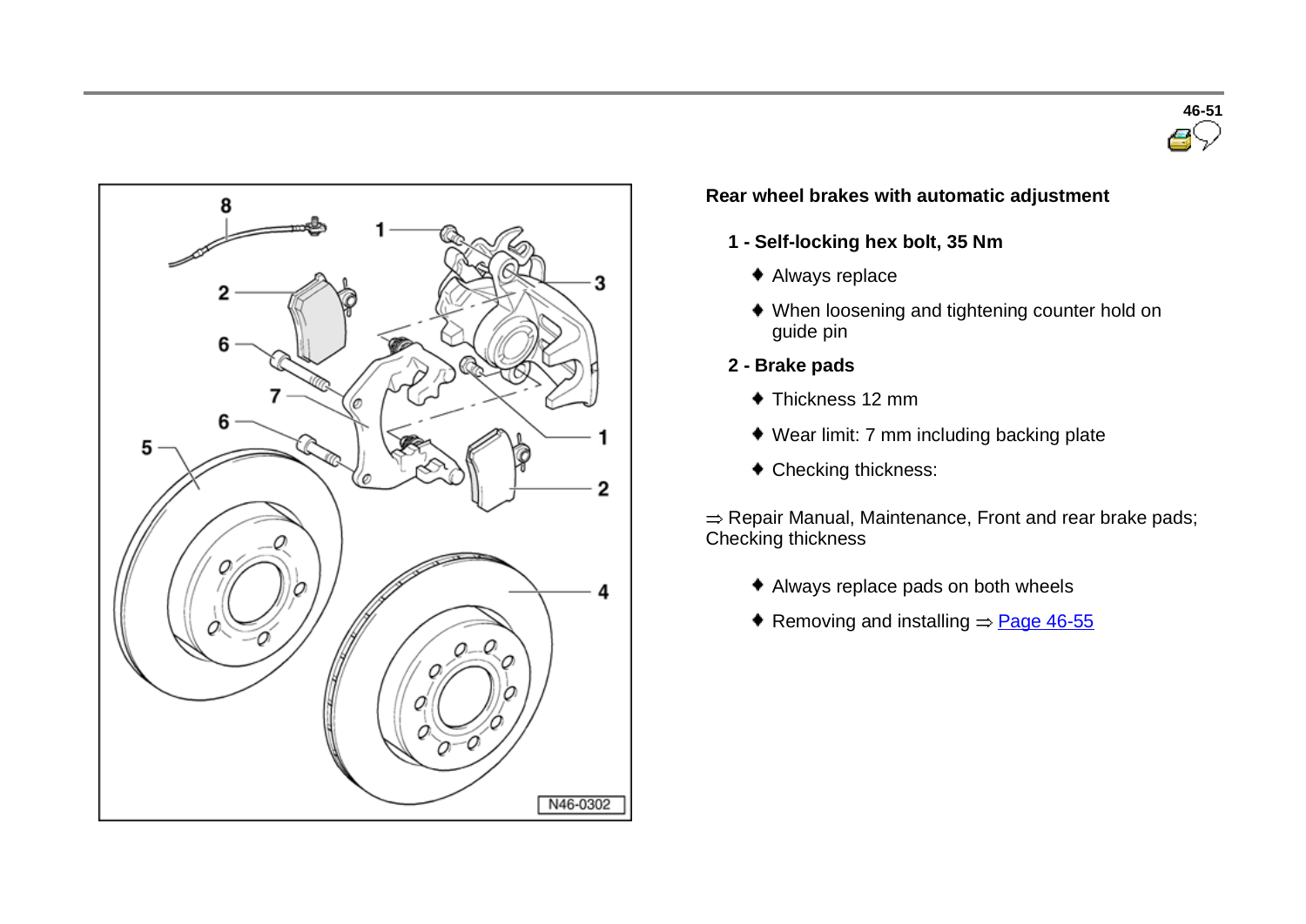### Rear wheel brakes with automatic adjustment

**1 - Self-locking hex bolt, 35 Nm**

- Always replace
- When loosening and tightening counter hold on guide pin

**2 - Brake pads**

- Thickness 12 mm
- Wear limit: 7 mm including backing plate
- Checking thickness:

⇒ Repair Manual, Maintenance, Front and rear brake pads; Checking thickness

- Always replace pads on both wheels
- Removing and installing ⇒ Page 46-55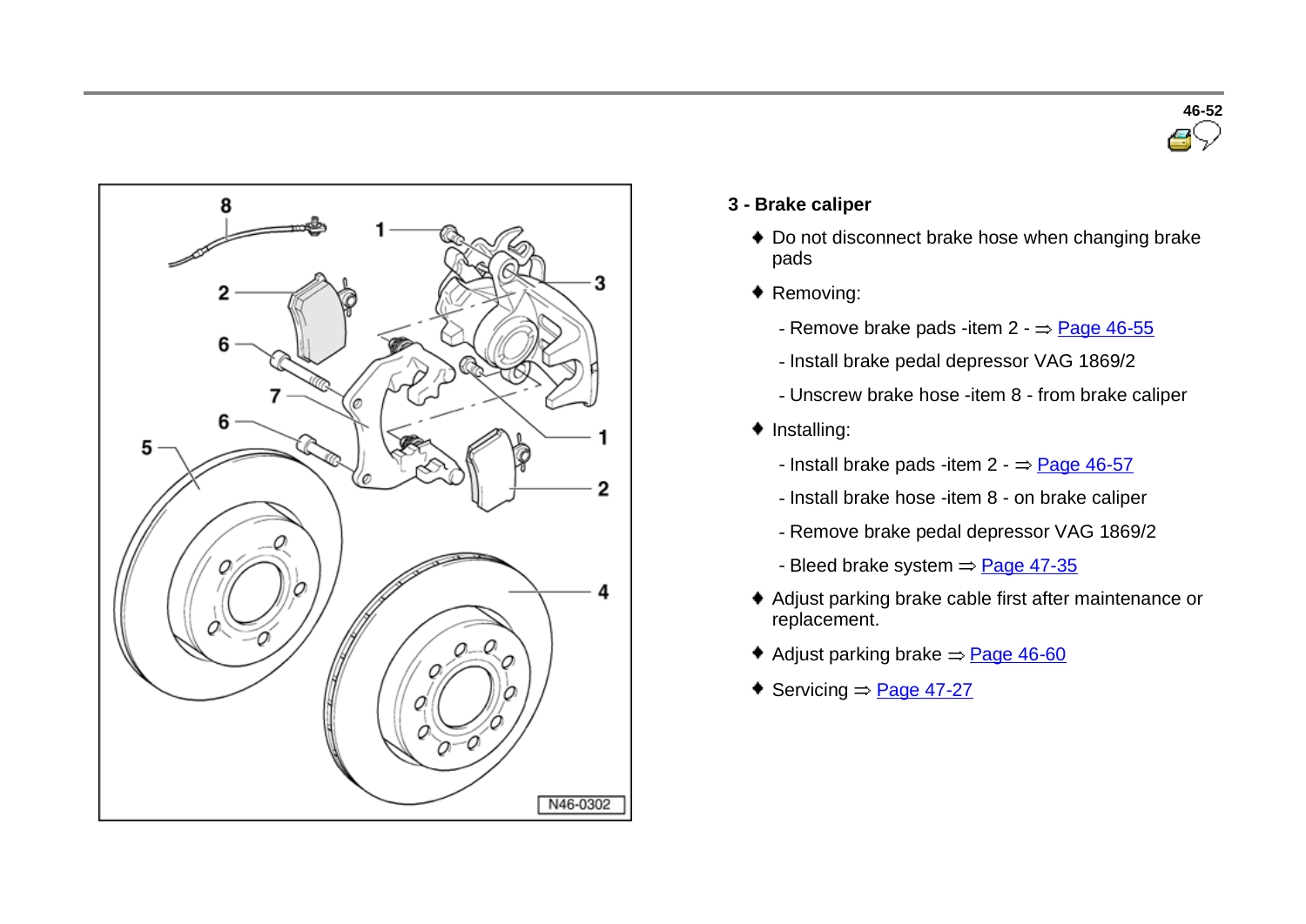**3 - Brake caliper**

- Do not disconnect brake hose when changing brake pads
- Removing:
  - Remove brake pads -item 2 - ⇒ Page 46-55
  - Install brake pedal depressor VAG 1869/2
  - Unscrew brake hose -item 8 - from brake caliper
- Installing:
  - Install brake pads -item 2 - ⇒ Page 46-57
  - Install brake hose -item 8 - on brake caliper
  - Remove brake pedal depressor VAG 1869/2
  - Bleed brake system ⇒ Page 47-35
- Adjust parking brake cable first after maintenance or replacement.
- Adjust parking brake ⇒ Page 46-60
- Servicing ⇒ Page 47-27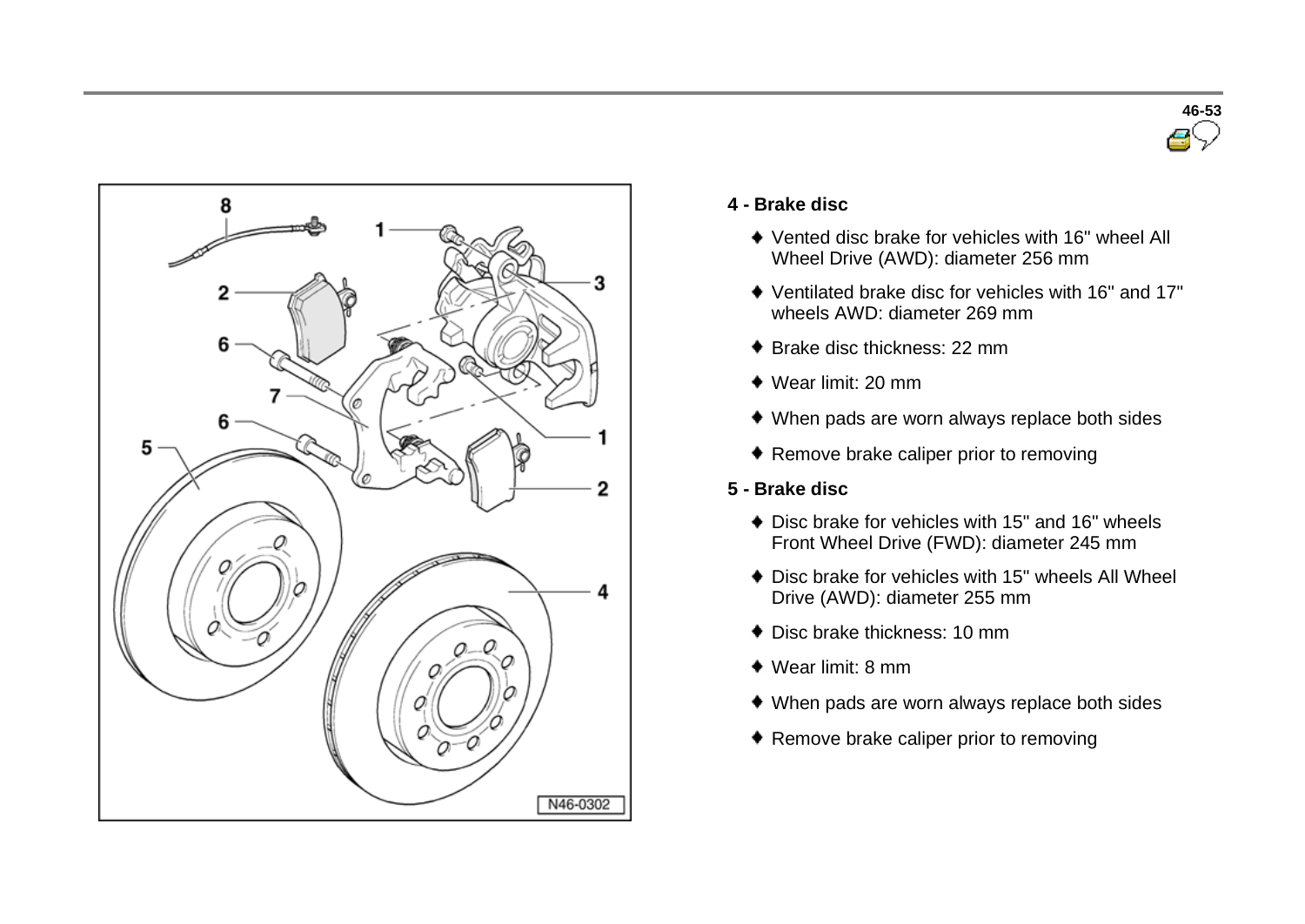**4 - Brake disc**

- Vented disc brake for vehicles with 16" wheel All Wheel Drive (AWD): diameter 256 mm
- Ventilated brake disc for vehicles with 16" and 17" wheels AWD: diameter 269 mm
- Brake disc thickness: 22 mm
- Wear limit: 20 mm
- When pads are worn always replace both sides
- Remove brake caliper prior to removing

**5 - Brake disc**

- Disc brake for vehicles with 15" and 16" wheels Front Wheel Drive (FWD): diameter 245 mm
- Disc brake for vehicles with 15" wheels All Wheel Drive (AWD): diameter 255 mm
- Disc brake thickness: 10 mm
- Wear limit: 8 mm
- When pads are worn always replace both sides
- Remove brake caliper prior to removing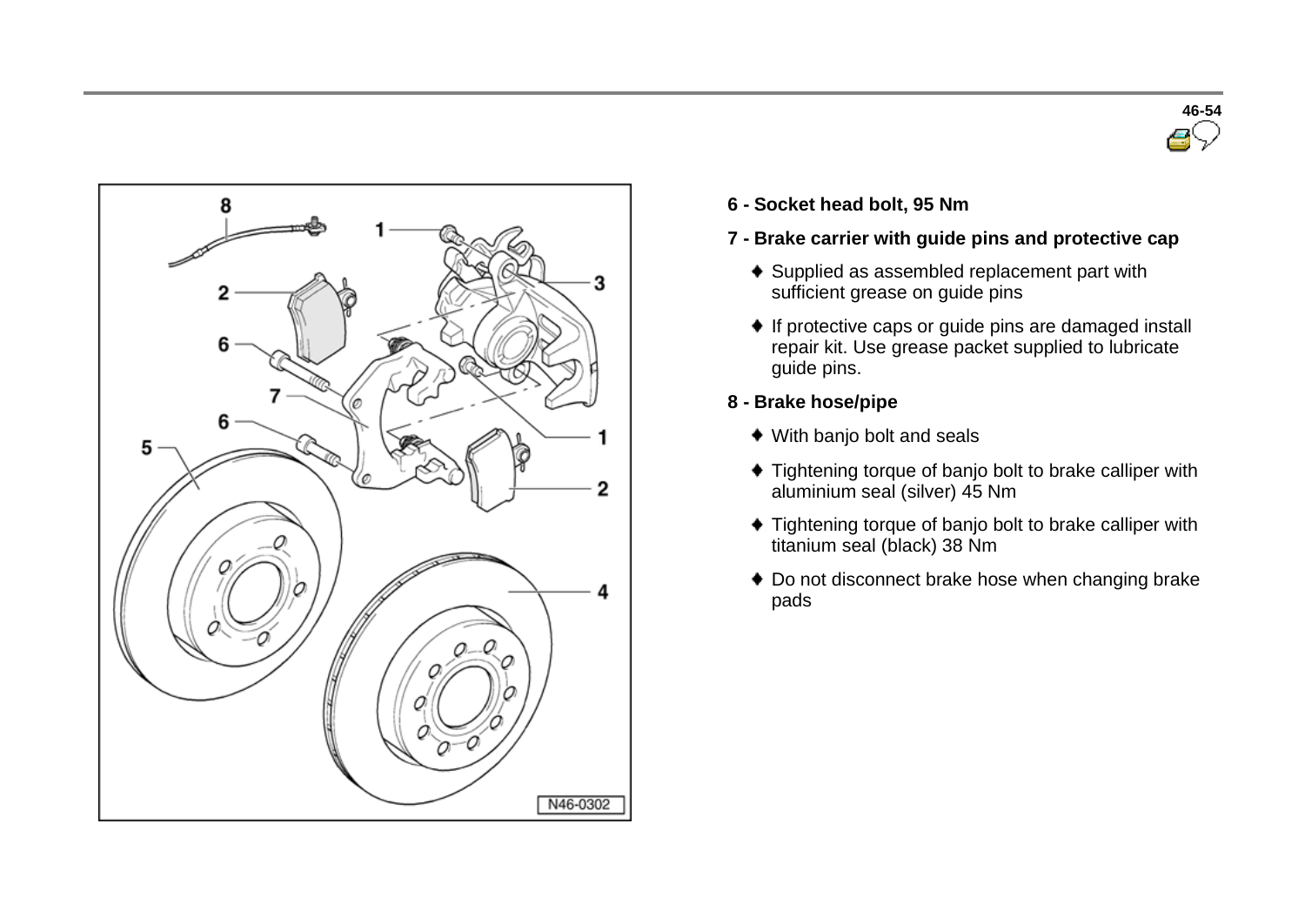**6 - Socket head bolt, 95 Nm**

**7 - Brake carrier with guide pins and protective cap**

- Supplied as assembled replacement part with sufficient grease on guide pins
- If protective caps or guide pins are damaged install repair kit. Use grease packet supplied to lubricate guide pins.

**8 - Brake hose/pipe**

- With banjo bolt and seals
- Tightening torque of banjo bolt to brake calliper with aluminium seal (silver) 45 Nm
- Tightening torque of banjo bolt to brake calliper with titanium seal (black) 38 Nm
- Do not disconnect brake hose when changing brake pads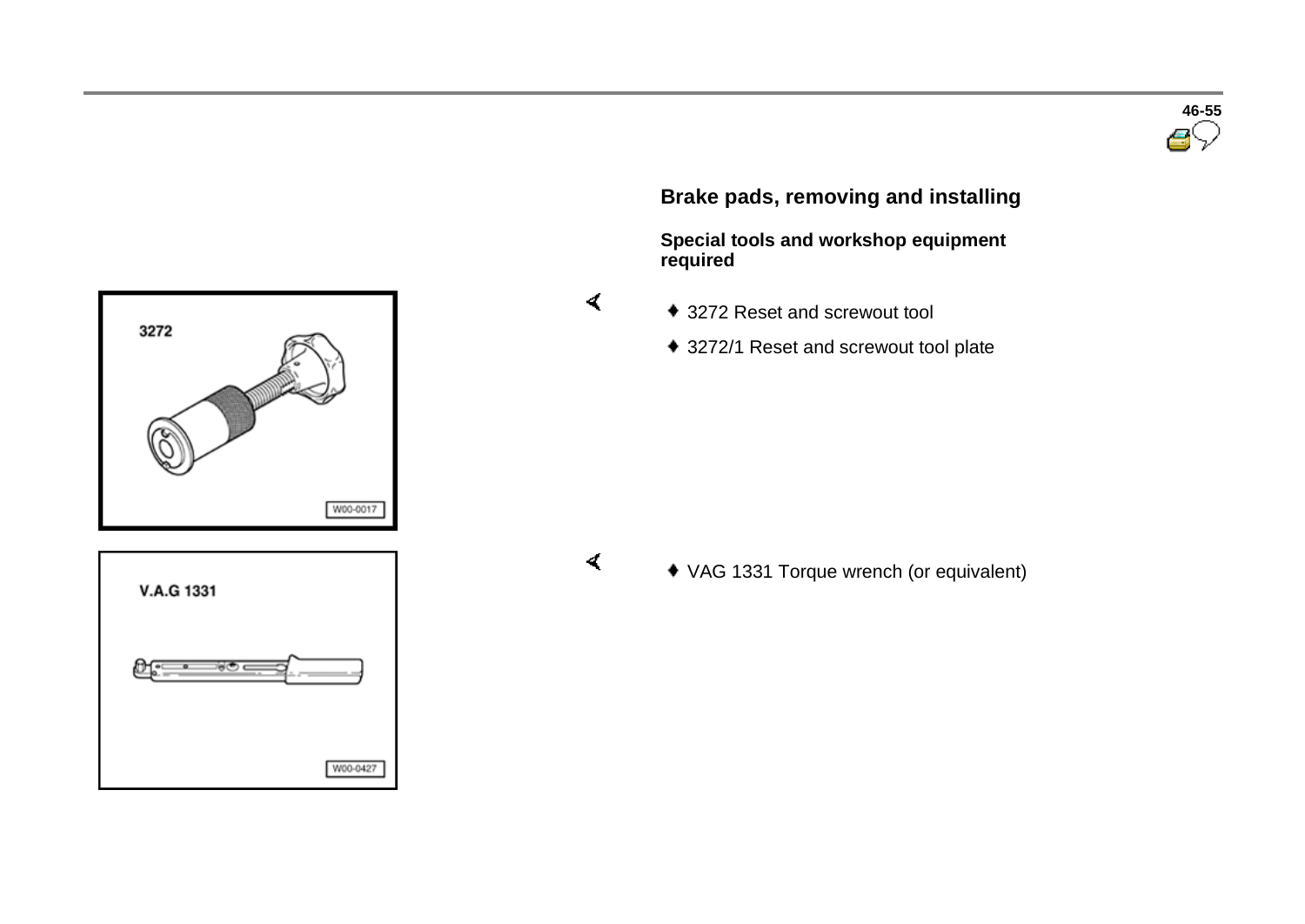## Brake pads, removing and installing

### Special tools and workshop equipment required

- 3272 Reset and screwout tool
- 3272/1 Reset and screwout tool plate

- VAG 1331 Torque wrench (or equivalent)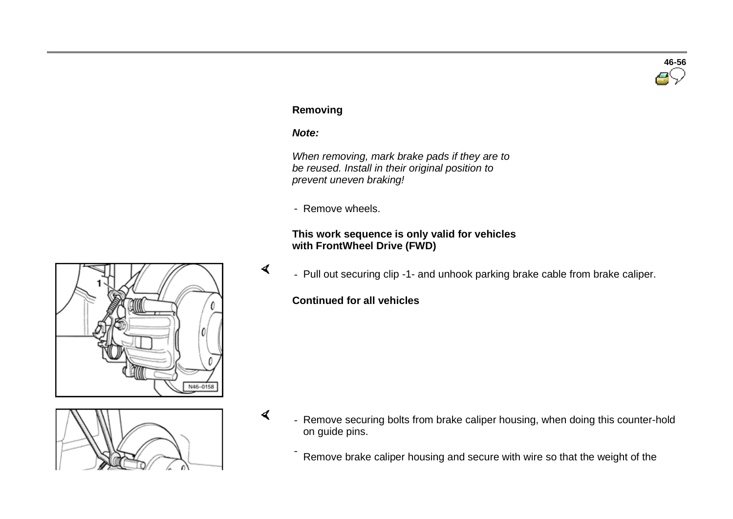**Removing**

***Note:***

*When removing, mark brake pads if they are to be reused. Install in their original position to prevent uneven braking!*

- Remove wheels.

**This work sequence is only valid for vehicles with FrontWheel Drive (FWD)**

- Pull out securing clip -1- and unhook parking brake cable from brake caliper.

**Continued for all vehicles**

- Remove securing bolts from brake caliper housing, when doing this counter-hold on guide pins.
- Remove brake caliper housing and secure with wire so that the weight of the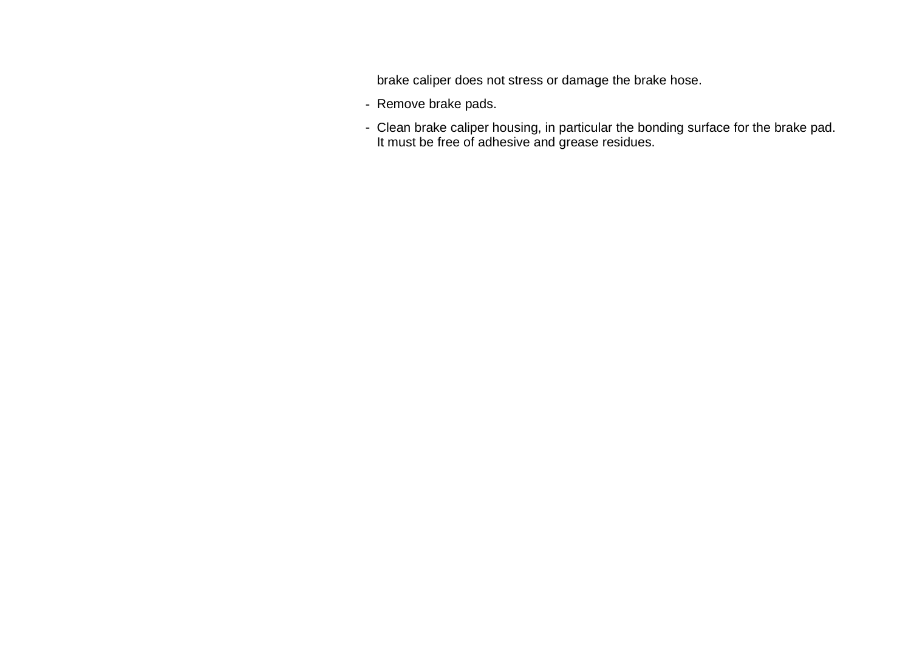brake caliper does not stress or damage the brake hose.

- Remove brake pads.
- Clean brake caliper housing, in particular the bonding surface for the brake pad. It must be free of adhesive and grease residues.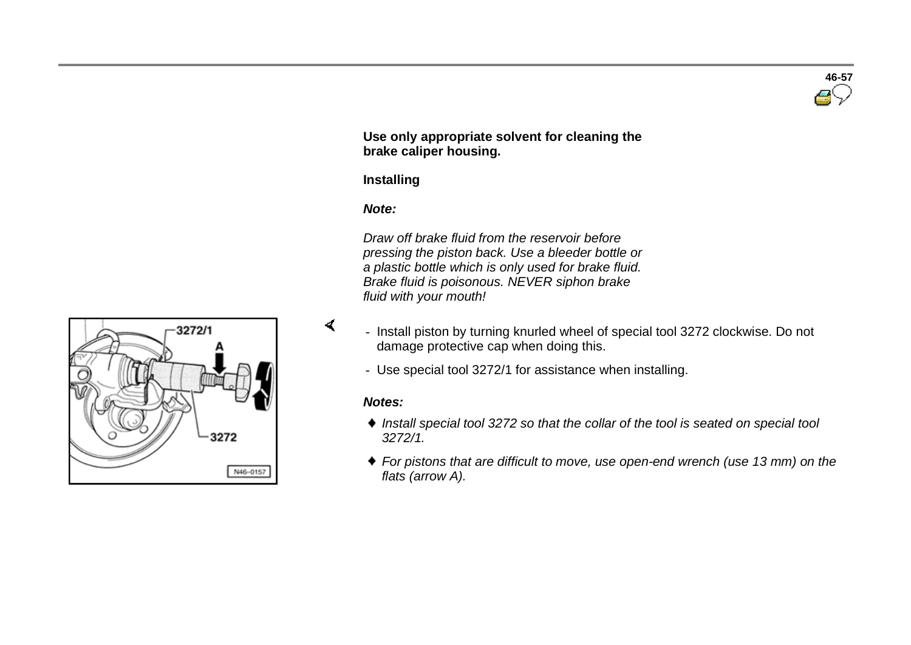**Use only appropriate solvent for cleaning the brake caliper housing.**

**Installing**

***Note:***

*Draw off brake fluid from the reservoir before pressing the piston back. Use a bleeder bottle or a plastic bottle which is only used for brake fluid. Brake fluid is poisonous. NEVER siphon brake fluid with your mouth!*

- Install piston by turning knurled wheel of special tool 3272 clockwise. Do not damage protective cap when doing this.
- Use special tool 3272/1 for assistance when installing.

***Notes:***

- *Install special tool 3272 so that the collar of the tool is seated on special tool 3272/1.*
- *For pistons that are difficult to move, use open-end wrench (use 13 mm) on the flats (arrow A).*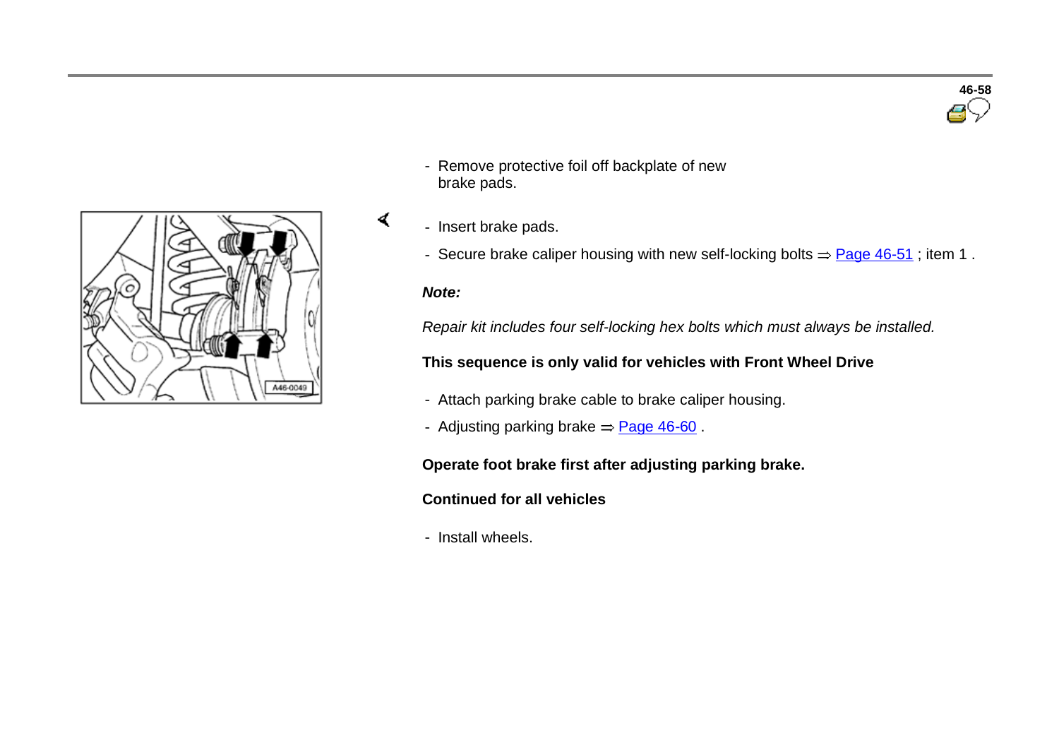- Remove protective foil off backplate of new brake pads.

- Insert brake pads.
- Secure brake caliper housing with new self-locking bolts ⇒ Page 46-51 ; item 1 .

***Note:***

*Repair kit includes four self-locking hex bolts which must always be installed.*

**This sequence is only valid for vehicles with Front Wheel Drive**

- Attach parking brake cable to brake caliper housing.
- Adjusting parking brake ⇒ Page 46-60 .

**Operate foot brake first after adjusting parking brake.**

**Continued for all vehicles**

- Install wheels.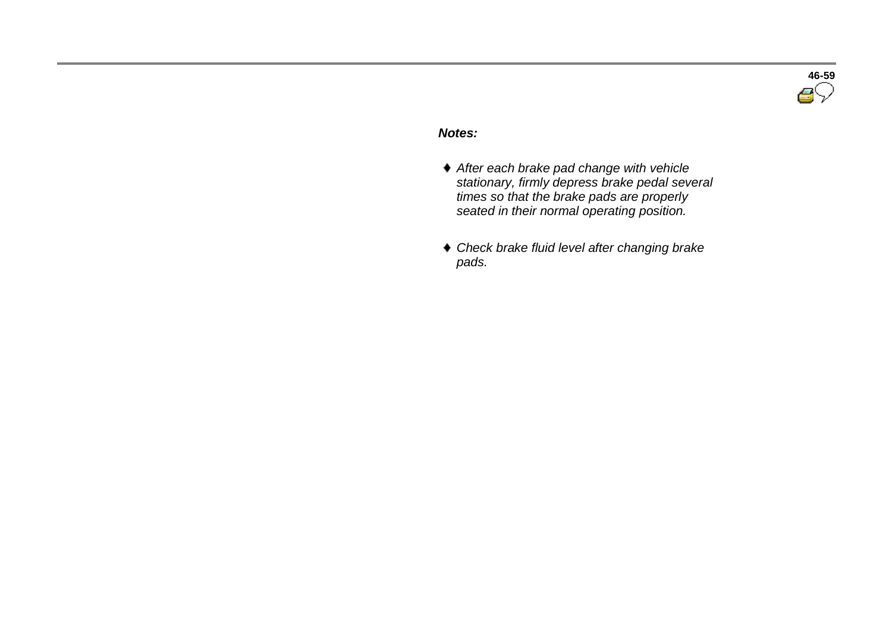***Notes:***

- *After each brake pad change with vehicle stationary, firmly depress brake pedal several times so that the brake pads are properly seated in their normal operating position.*
- *Check brake fluid level after changing brake pads.*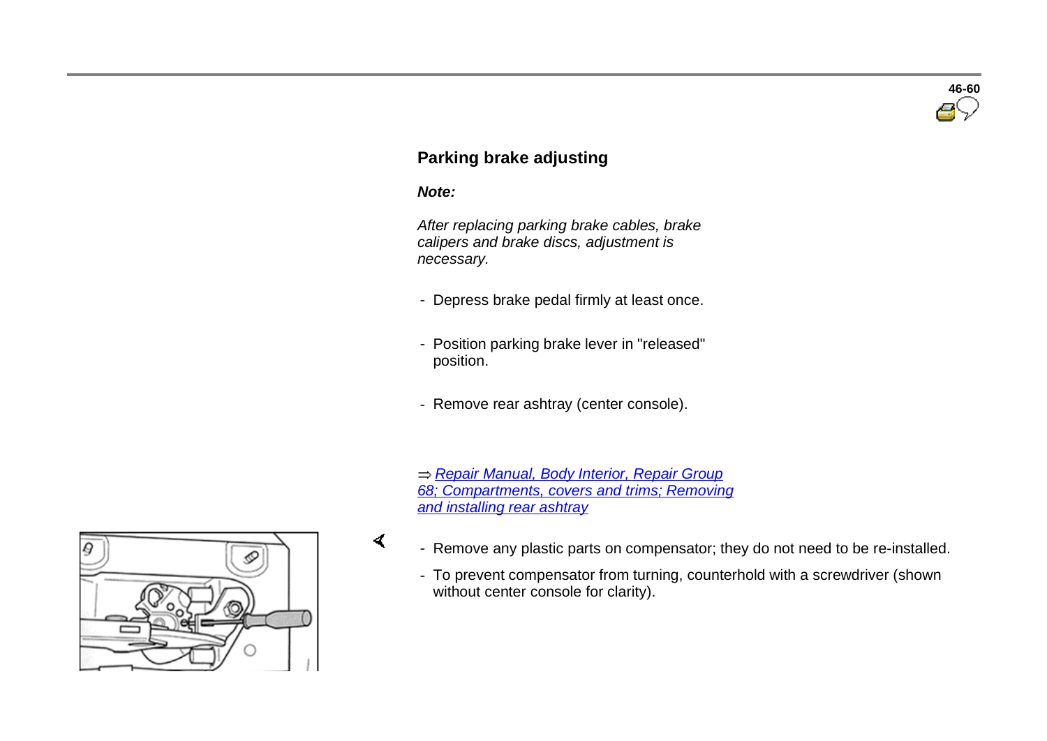## Parking brake adjusting

***Note:***

*After replacing parking brake cables, brake calipers and brake discs, adjustment is necessary.*

- Depress brake pedal firmly at least once.
- Position parking brake lever in "released" position.
- Remove rear ashtray (center console).

⇒ *Repair Manual, Body Interior, Repair Group 68; Compartments, covers and trims; Removing and installing rear ashtray*

- Remove any plastic parts on compensator; they do not need to be re-installed.
- To prevent compensator from turning, counterhold with a screwdriver (shown without center console for clarity).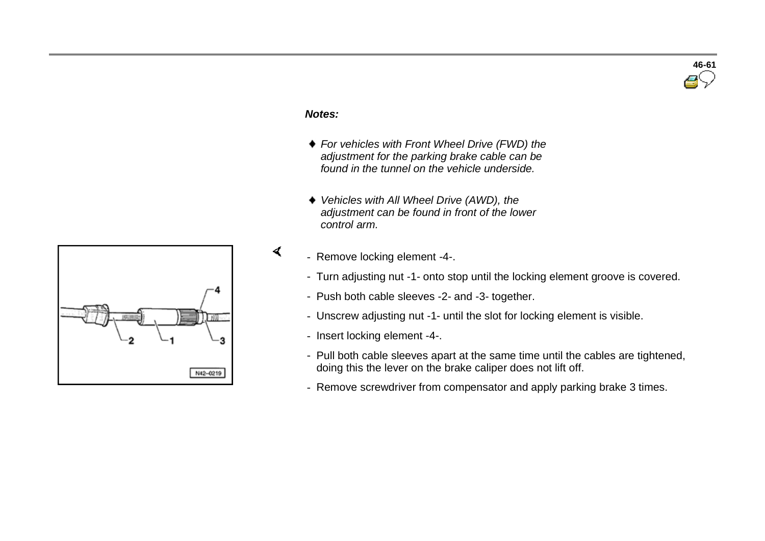*Notes:*

- *For vehicles with Front Wheel Drive (FWD) the adjustment for the parking brake cable can be found in the tunnel on the vehicle underside.*
- *Vehicles with All Wheel Drive (AWD), the adjustment can be found in front of the lower control arm.*

- Remove locking element -4-.
- Turn adjusting nut -1- onto stop until the locking element groove is covered.
- Push both cable sleeves -2- and -3- together.
- Unscrew adjusting nut -1- until the slot for locking element is visible.
- Insert locking element -4-.
- Pull both cable sleeves apart at the same time until the cables are tightened, doing this the lever on the brake caliper does not lift off.
- Remove screwdriver from compensator and apply parking brake 3 times.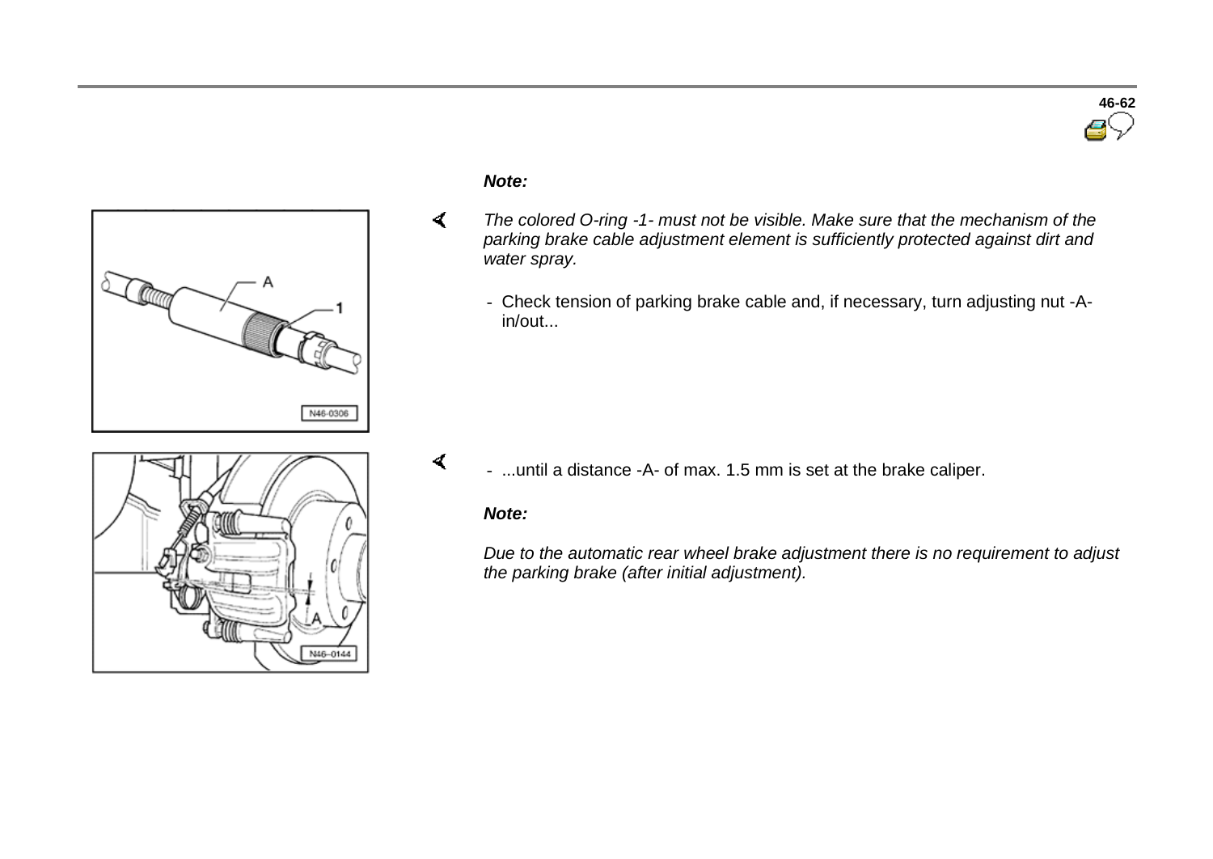*Note:*

*The colored O-ring -1- must not be visible. Make sure that the mechanism of the parking brake cable adjustment element is sufficiently protected against dirt and water spray.*

- Check tension of parking brake cable and, if necessary, turn adjusting nut -A- in/out...

- ...until a distance -A- of max. 1.5 mm is set at the brake caliper.

*Note:*

*Due to the automatic rear wheel brake adjustment there is no requirement to adjust the parking brake (after initial adjustment).*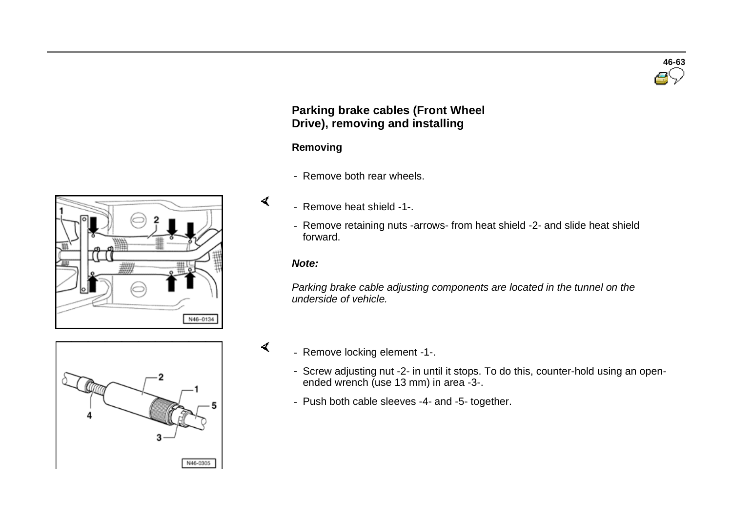## Parking brake cables (Front Wheel Drive), removing and installing

### Removing

- Remove both rear wheels.
- Remove heat shield -1-.
- Remove retaining nuts -arrows- from heat shield -2- and slide heat shield forward.

***Note:***

*Parking brake cable adjusting components are located in the tunnel on the underside of vehicle.*

- Remove locking element -1-.
- Screw adjusting nut -2- in until it stops. To do this, counter-hold using an open-ended wrench (use 13 mm) in area -3-.
- Push both cable sleeves -4- and -5- together.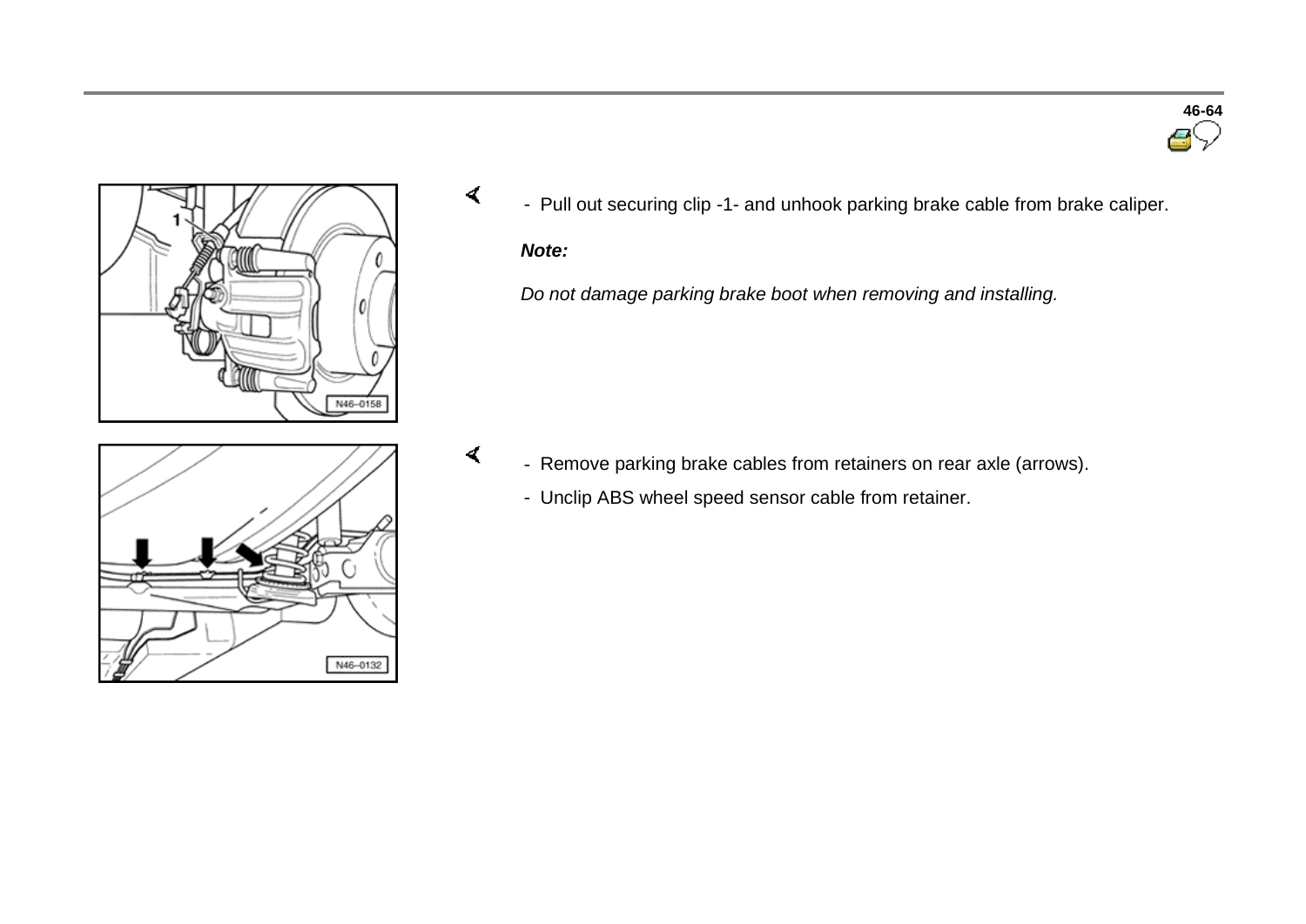- Pull out securing clip -1- and unhook parking brake cable from brake caliper.

***Note:***

*Do not damage parking brake boot when removing and installing.*

- Remove parking brake cables from retainers on rear axle (arrows).
- Unclip ABS wheel speed sensor cable from retainer.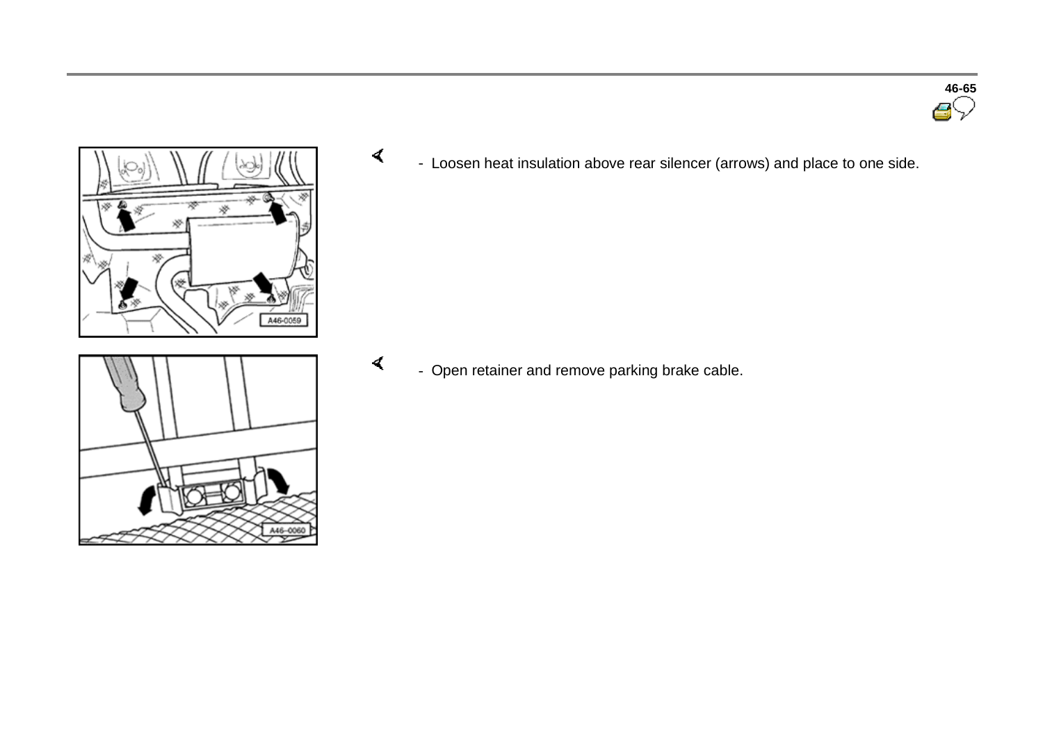- Loosen heat insulation above rear silencer (arrows) and place to one side.

- Open retainer and remove parking brake cable.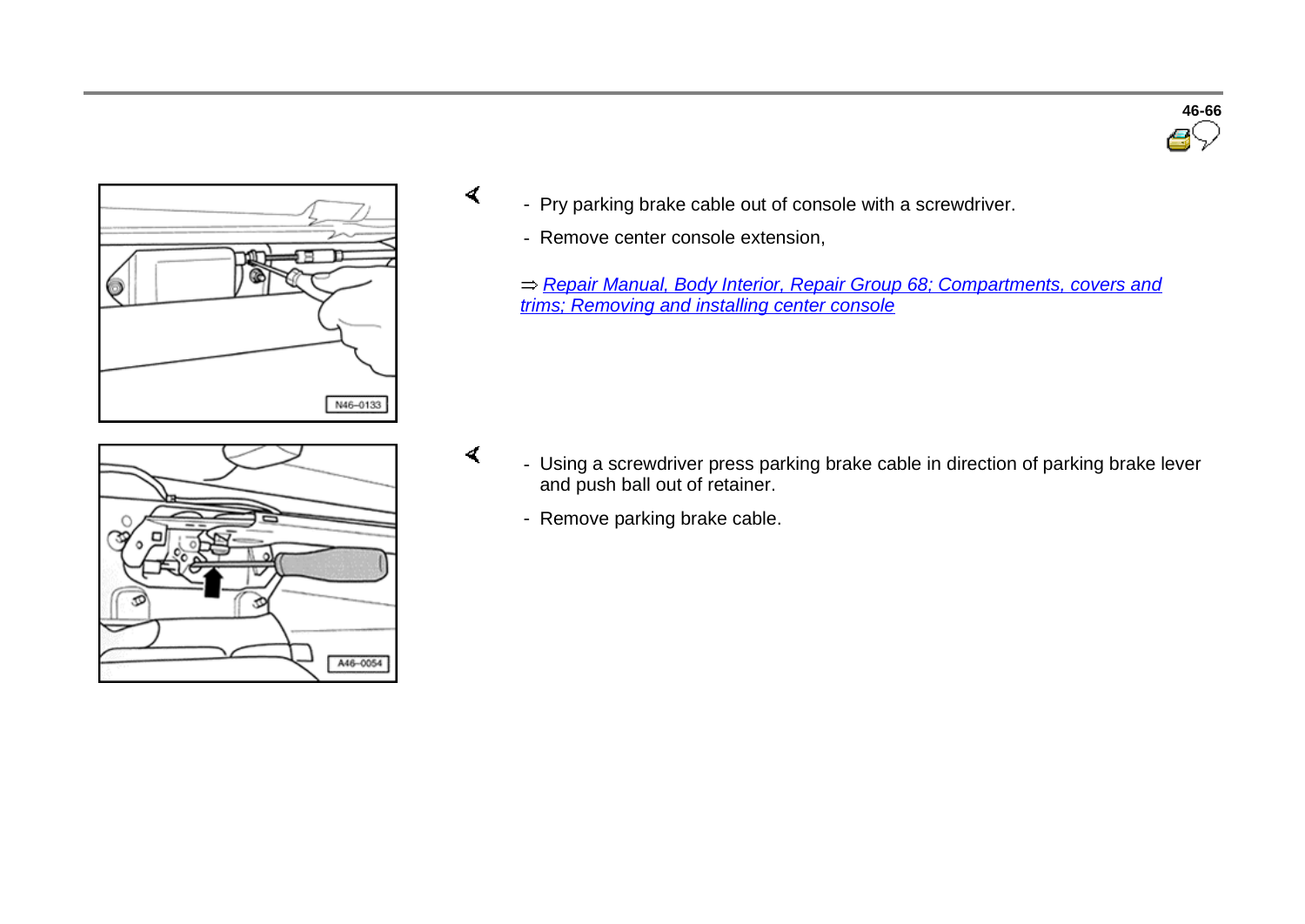- Pry parking brake cable out of console with a screwdriver.
- Remove center console extension,

⇒ Repair Manual, Body Interior, Repair Group 68; Compartments, covers and trims; Removing and installing center console

- Using a screwdriver press parking brake cable in direction of parking brake lever and push ball out of retainer.
- Remove parking brake cable.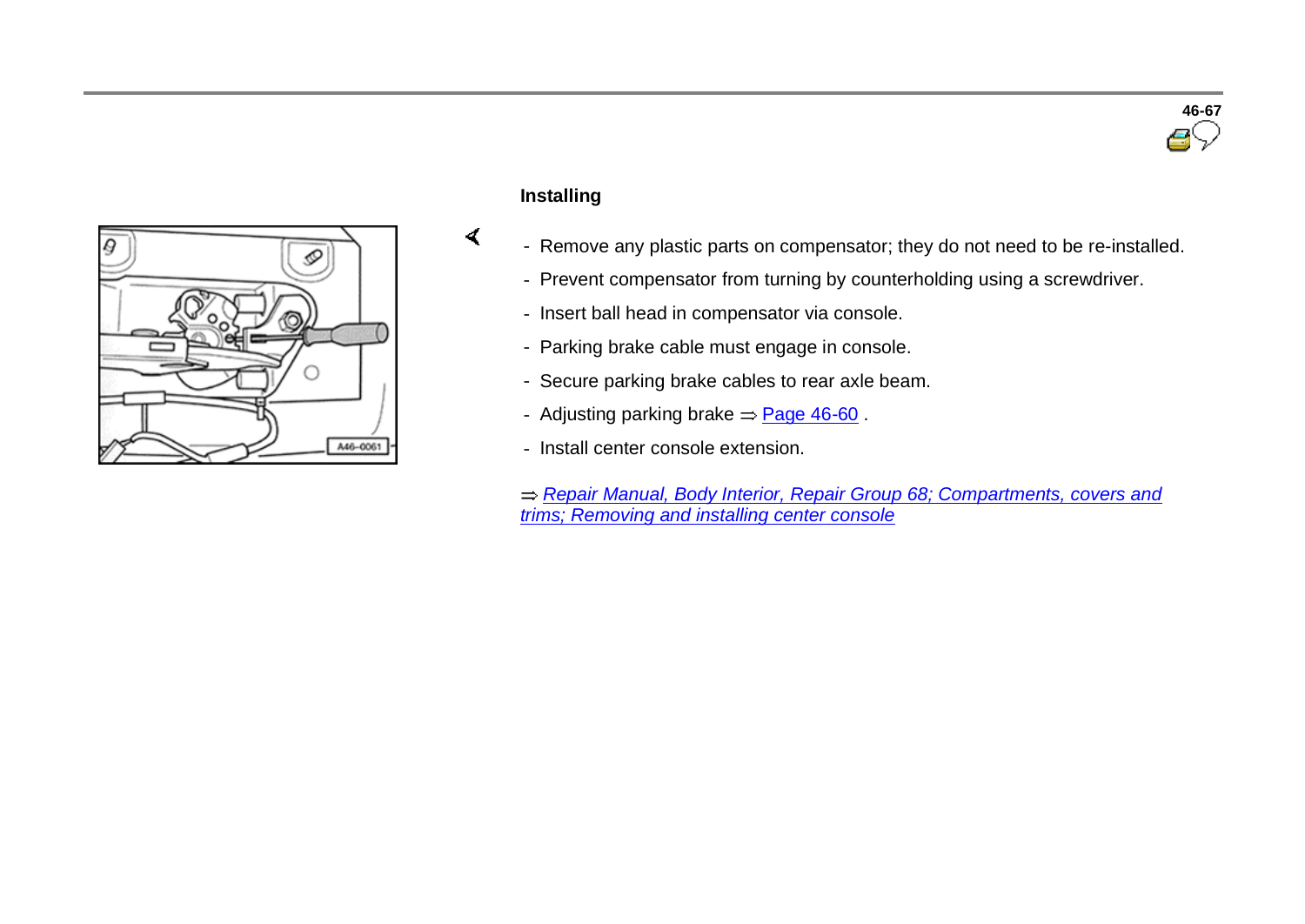### Installing

- Remove any plastic parts on compensator; they do not need to be re-installed.
- Prevent compensator from turning by counterholding using a screwdriver.
- Insert ball head in compensator via console.
- Parking brake cable must engage in console.
- Secure parking brake cables to rear axle beam.
- Adjusting parking brake ⇒ Page 46-60 .
- Install center console extension.

⇒ *Repair Manual, Body Interior, Repair Group 68; Compartments, covers and trims; Removing and installing center console*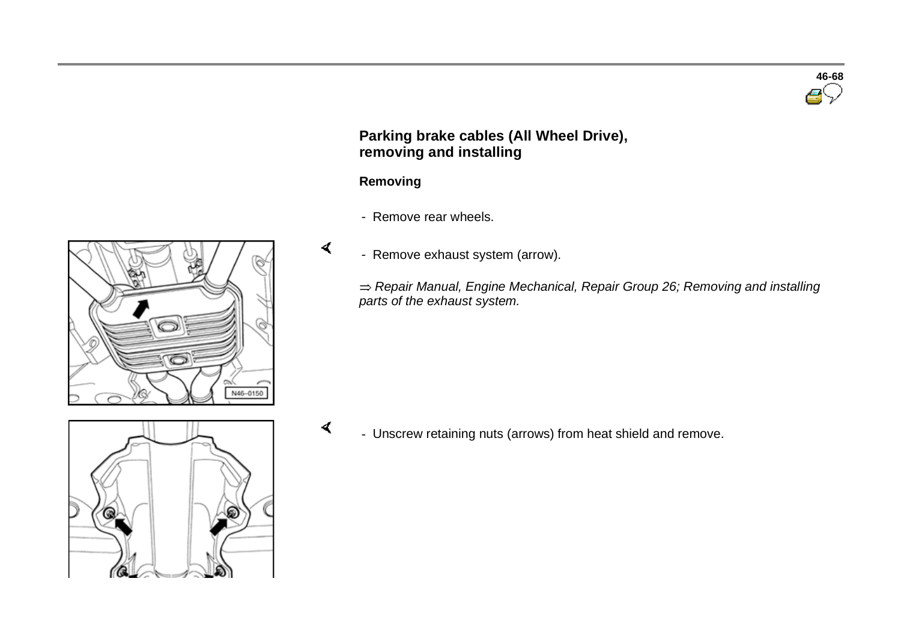## Parking brake cables (All Wheel Drive), removing and installing

### Removing

- Remove rear wheels.

- Remove exhaust system (arrow).

⇒ *Repair Manual, Engine Mechanical, Repair Group 26; Removing and installing parts of the exhaust system.*

- Unscrew retaining nuts (arrows) from heat shield and remove.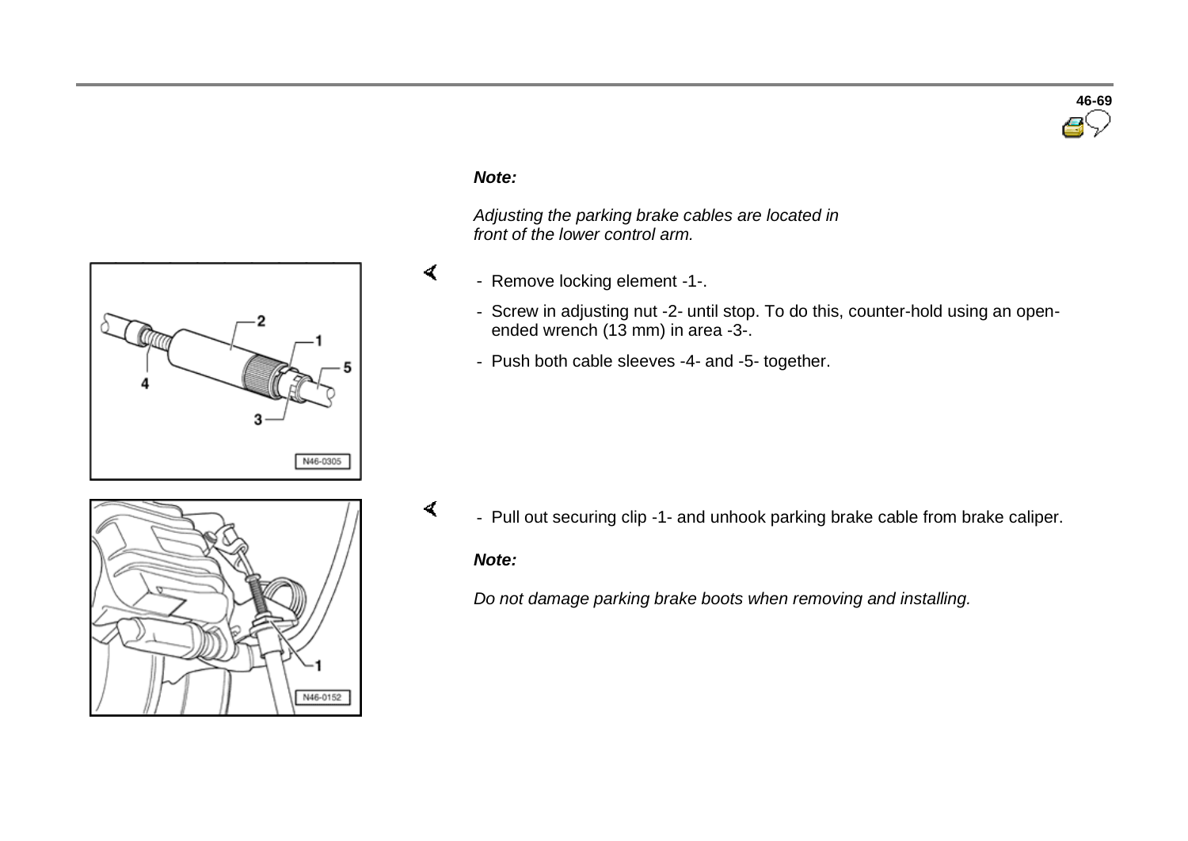***Note:***

*Adjusting the parking brake cables are located in front of the lower control arm.*

- Remove locking element -1-.
- Screw in adjusting nut -2- until stop. To do this, counter-hold using an open-ended wrench (13 mm) in area -3-.
- Push both cable sleeves -4- and -5- together.

- Pull out securing clip -1- and unhook parking brake cable from brake caliper.

***Note:***

*Do not damage parking brake boots when removing and installing.*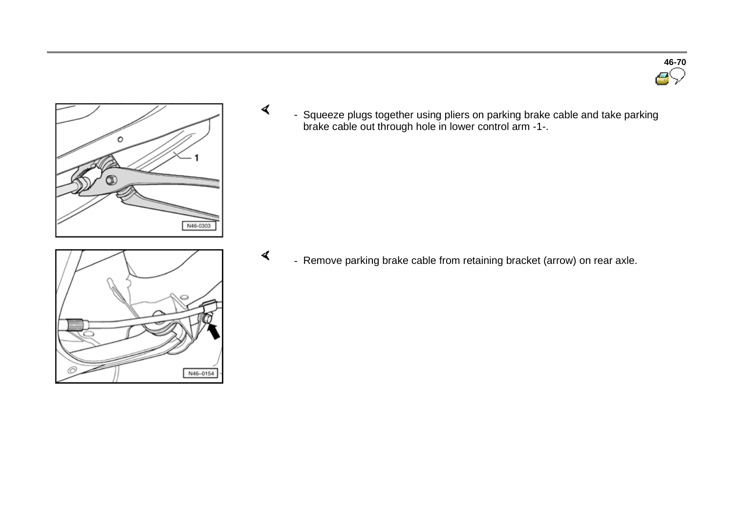- Squeeze plugs together using pliers on parking brake cable and take parking brake cable out through hole in lower control arm -1-.

- Remove parking brake cable from retaining bracket (arrow) on rear axle.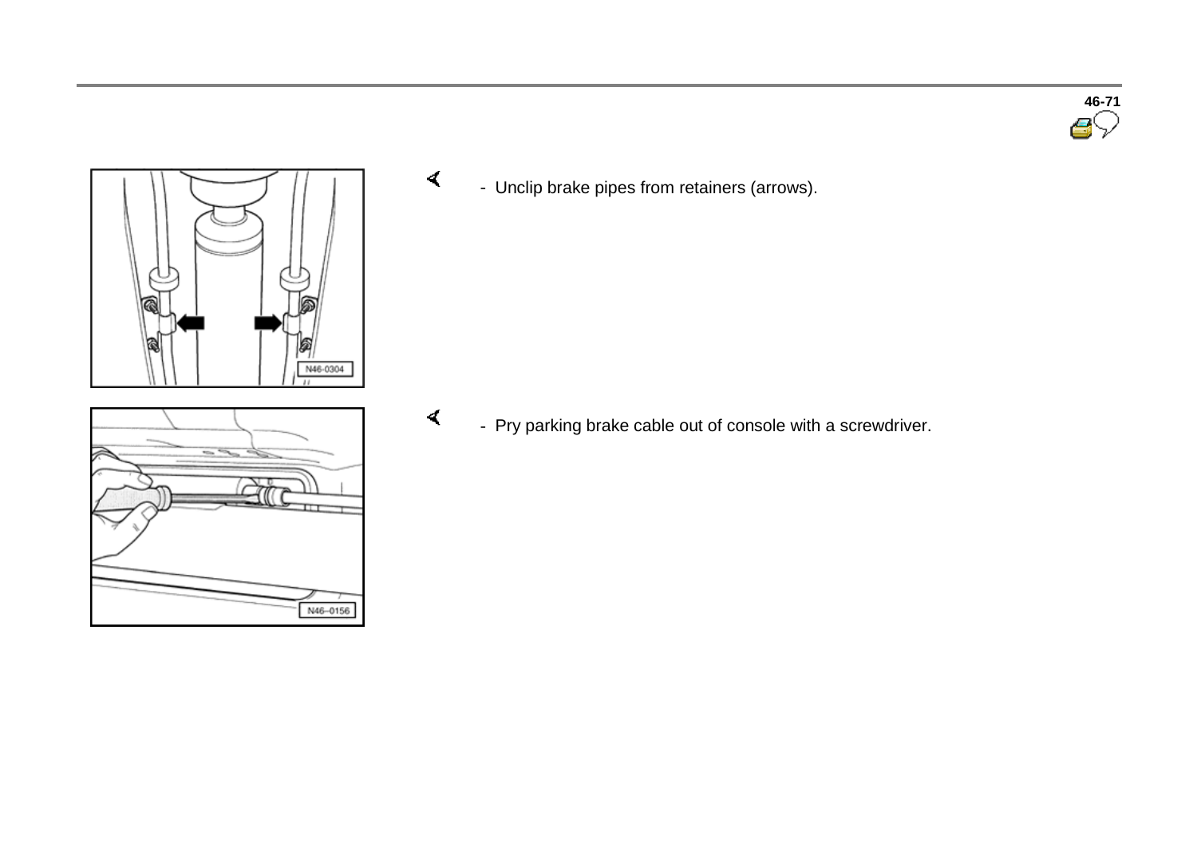- Unclip brake pipes from retainers (arrows).

- Pry parking brake cable out of console with a screwdriver.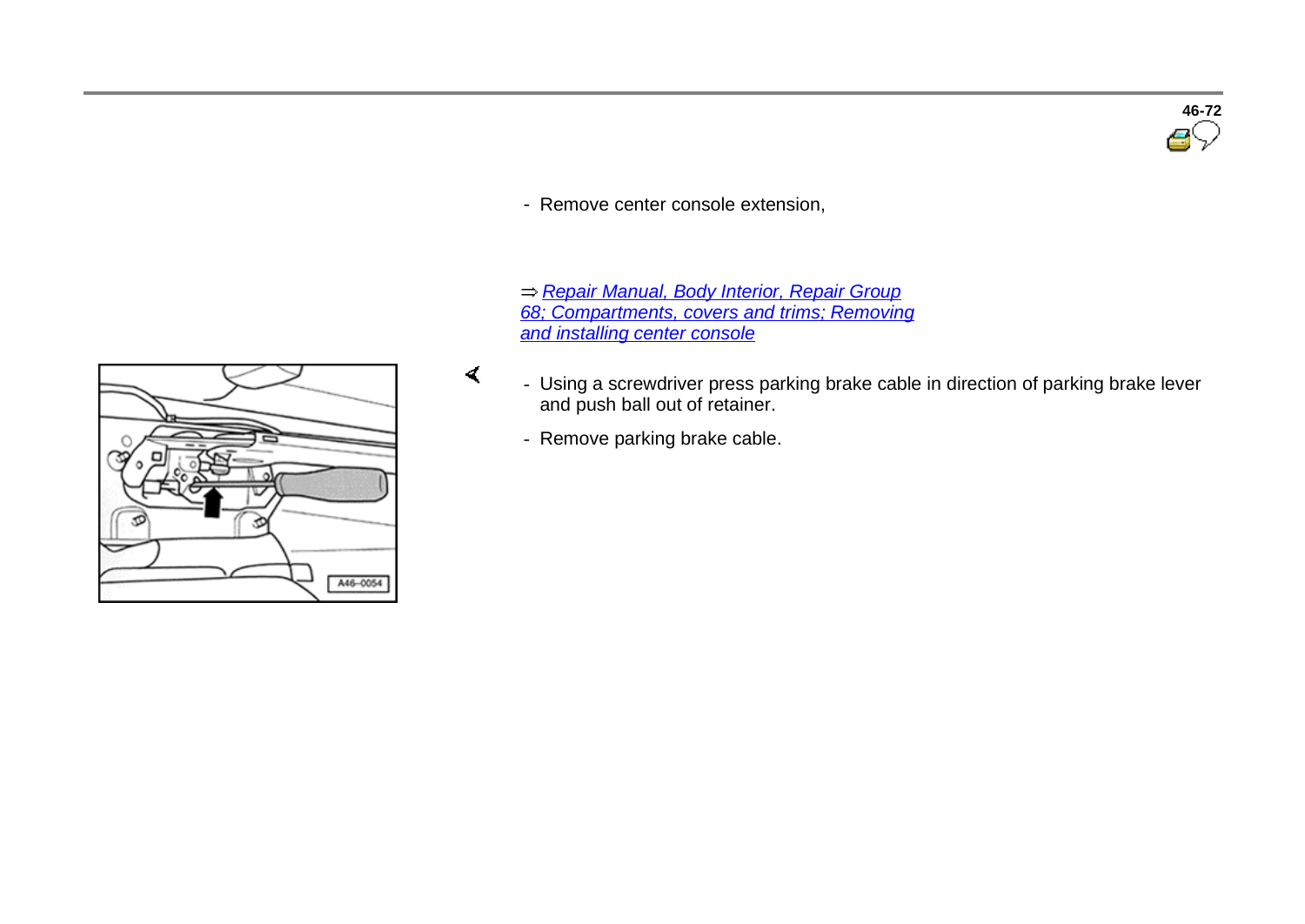- Remove center console extension,

⇒ Repair Manual, Body Interior, Repair Group 68; Compartments, covers and trims; Removing and installing center console

- Using a screwdriver press parking brake cable in direction of parking brake lever and push ball out of retainer.
- Remove parking brake cable.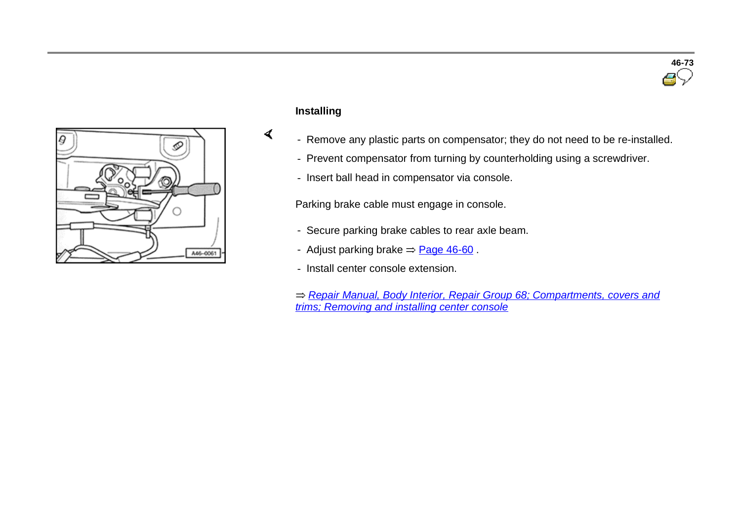**Installing**

- Remove any plastic parts on compensator; they do not need to be re-installed.
- Prevent compensator from turning by counterholding using a screwdriver.
- Insert ball head in compensator via console.

Parking brake cable must engage in console.

- Secure parking brake cables to rear axle beam.
- Adjust parking brake ⇒ Page 46-60 .
- Install center console extension.

⇒ *Repair Manual, Body Interior, Repair Group 68; Compartments, covers and trims; Removing and installing center console*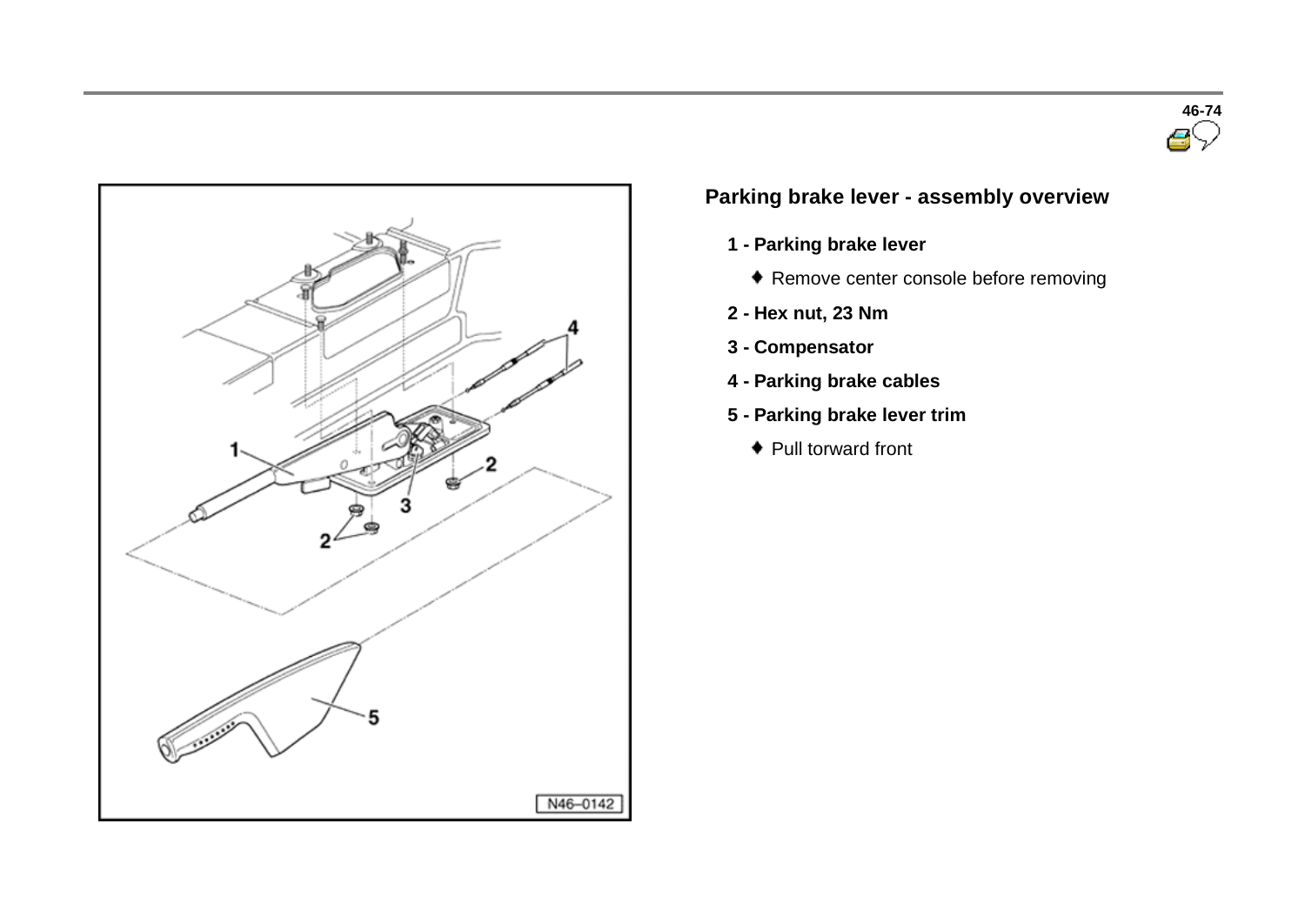## Parking brake lever - assembly overview

**1 - Parking brake lever**

- Remove center console before removing

**2 - Hex nut, 23 Nm**

**3 - Compensator**

**4 - Parking brake cables**

**5 - Parking brake lever trim**

- Pull torward front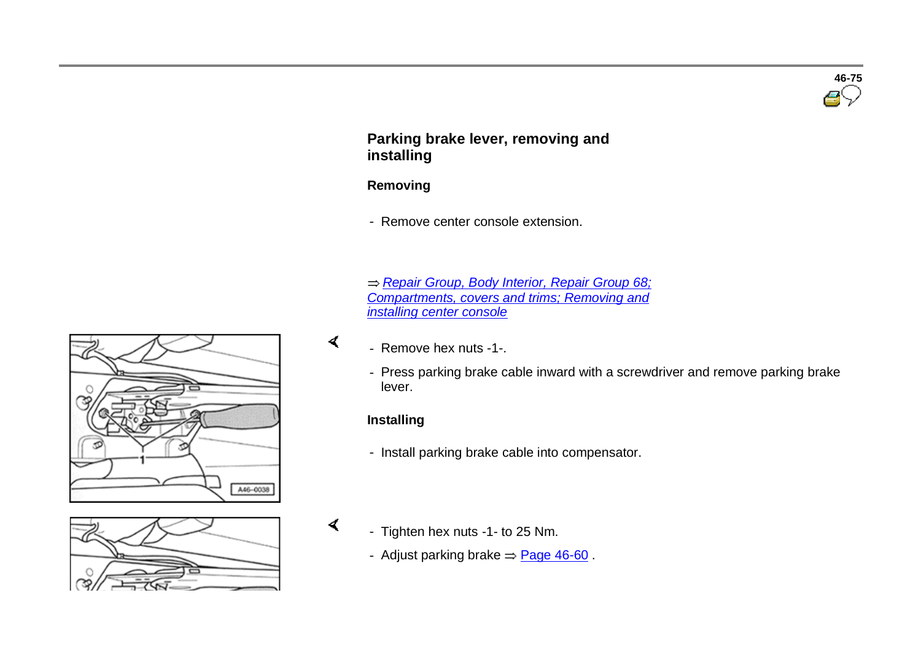## Parking brake lever, removing and installing

### Removing

- Remove center console extension.

⇒ *Repair Group, Body Interior, Repair Group 68; Compartments, covers and trims; Removing and installing center console*

- Remove hex nuts -1-.
- Press parking brake cable inward with a screwdriver and remove parking brake lever.

### Installing

- Install parking brake cable into compensator.
- Tighten hex nuts -1- to 25 Nm.
- Adjust parking brake ⇒ Page 46-60 .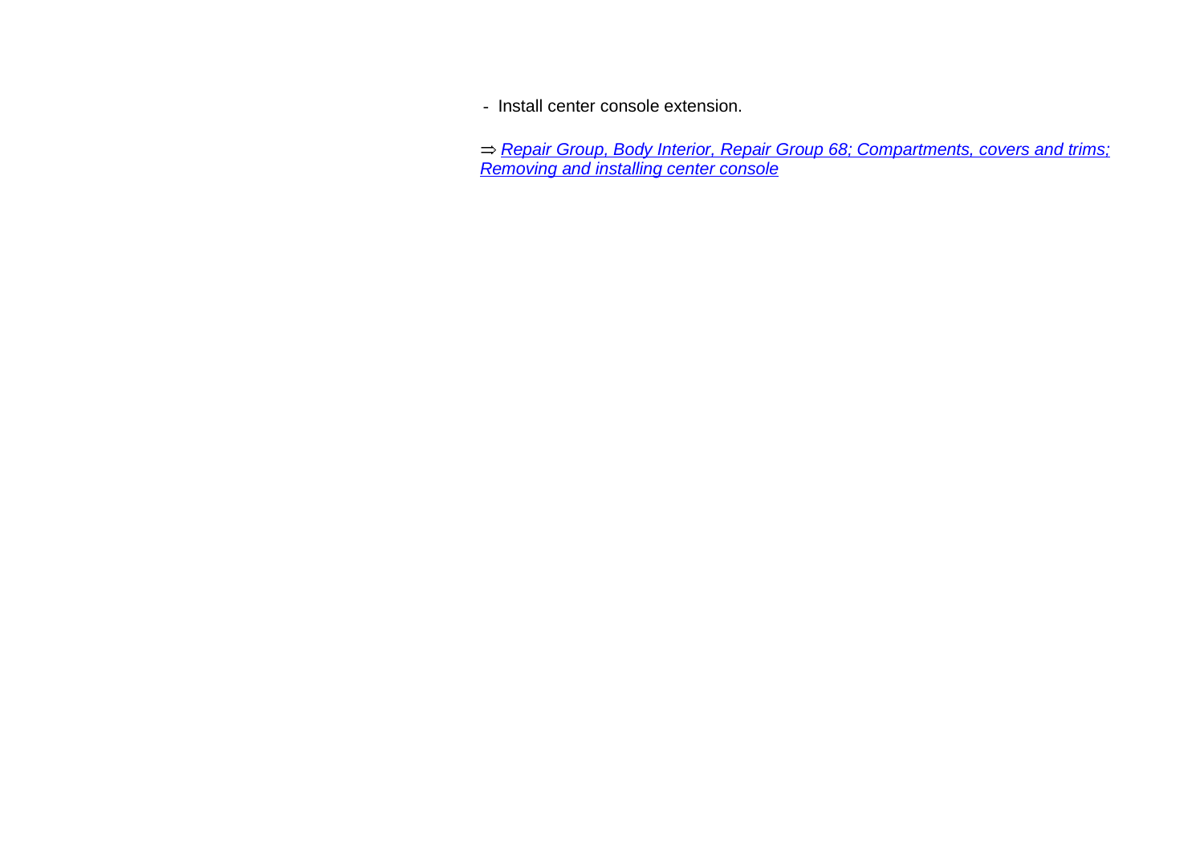- Install center console extension.

⇒ *Repair Group, Body Interior, Repair Group 68; Compartments, covers and trims; Removing and installing center console*